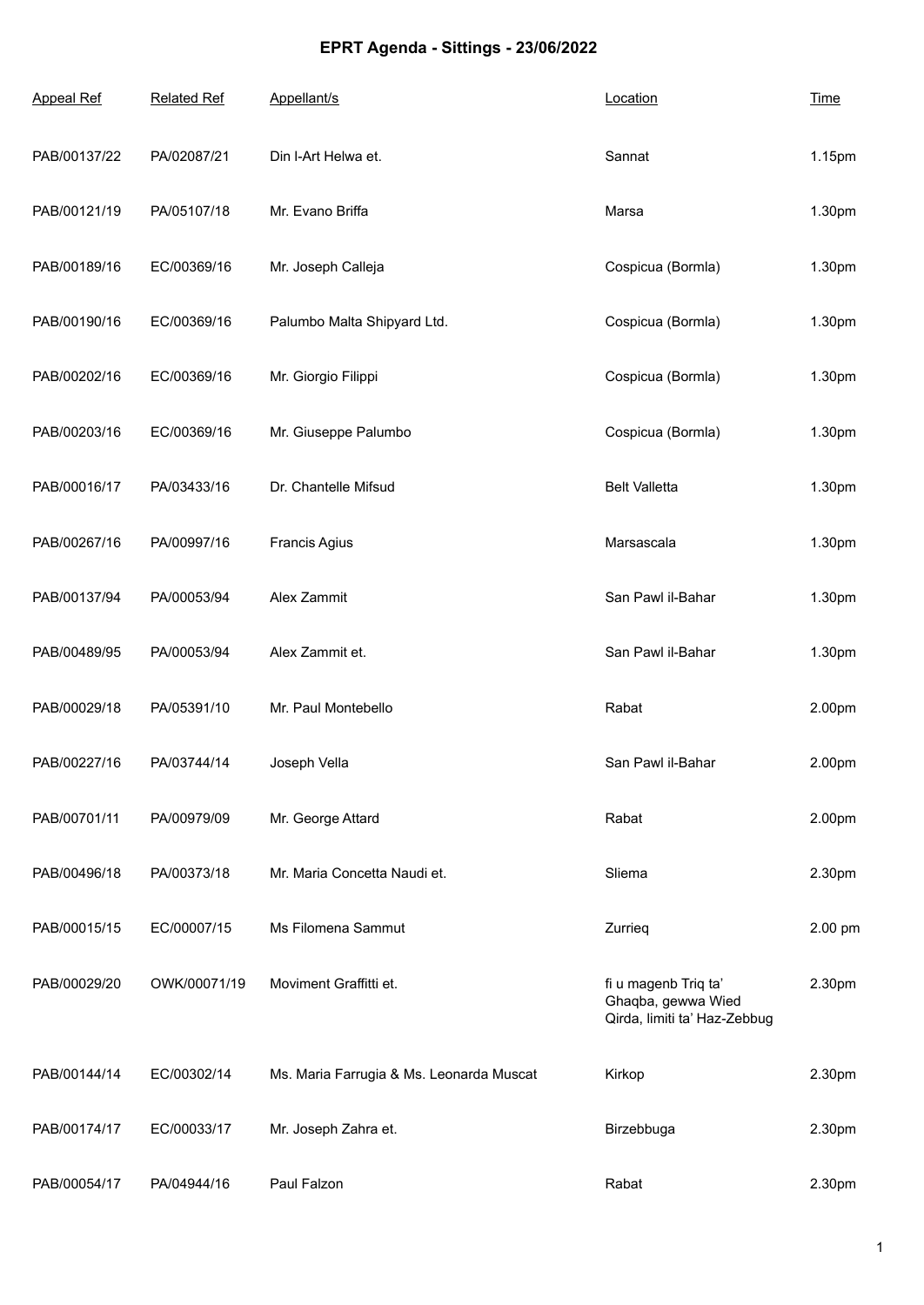# EPRT Agenda - Sittings - 23/06/2022

| Appeal Ref | Related Ref | Appellant/s | Location | Time |
|---|---|---|---|---|
| PAB/00137/22 | PA/02087/21 | Din l-Art Helwa et. | Sannat | 1.15pm |
| PAB/00121/19 | PA/05107/18 | Mr. Evano Briffa | Marsa | 1.30pm |
| PAB/00189/16 | EC/00369/16 | Mr. Joseph Calleja | Cospicua (Bormla) | 1.30pm |
| PAB/00190/16 | EC/00369/16 | Palumbo Malta Shipyard Ltd. | Cospicua (Bormla) | 1.30pm |
| PAB/00202/16 | EC/00369/16 | Mr. Giorgio Filippi | Cospicua (Bormla) | 1.30pm |
| PAB/00203/16 | EC/00369/16 | Mr. Giuseppe Palumbo | Cospicua (Bormla) | 1.30pm |
| PAB/00016/17 | PA/03433/16 | Dr. Chantelle Mifsud | Belt Valletta | 1.30pm |
| PAB/00267/16 | PA/00997/16 | Francis Agius | Marsascala | 1.30pm |
| PAB/00137/94 | PA/00053/94 | Alex Zammit | San Pawl il-Bahar | 1.30pm |
| PAB/00489/95 | PA/00053/94 | Alex Zammit et. | San Pawl il-Bahar | 1.30pm |
| PAB/00029/18 | PA/05391/10 | Mr. Paul Montebello | Rabat | 2.00pm |
| PAB/00227/16 | PA/03744/14 | Joseph Vella | San Pawl il-Bahar | 2.00pm |
| PAB/00701/11 | PA/00979/09 | Mr. George Attard | Rabat | 2.00pm |
| PAB/00496/18 | PA/00373/18 | Mr. Maria Concetta Naudi et. | Sliema | 2.30pm |
| PAB/00015/15 | EC/00007/15 | Ms Filomena Sammut | Zurrieq | 2.00 pm |
| PAB/00029/20 | OWK/00071/19 | Moviment Graffitti et. | fi u magenb Triq ta' Ghaqba, gewwa Wied Qirda, limiti ta' Haz-Zebbug | 2.30pm |
| PAB/00144/14 | EC/00302/14 | Ms. Maria Farrugia & Ms. Leonarda Muscat | Kirkop | 2.30pm |
| PAB/00174/17 | EC/00033/17 | Mr. Joseph Zahra et. | Birzebbuga | 2.30pm |
| PAB/00054/17 | PA/04944/16 | Paul Falzon | Rabat | 2.30pm |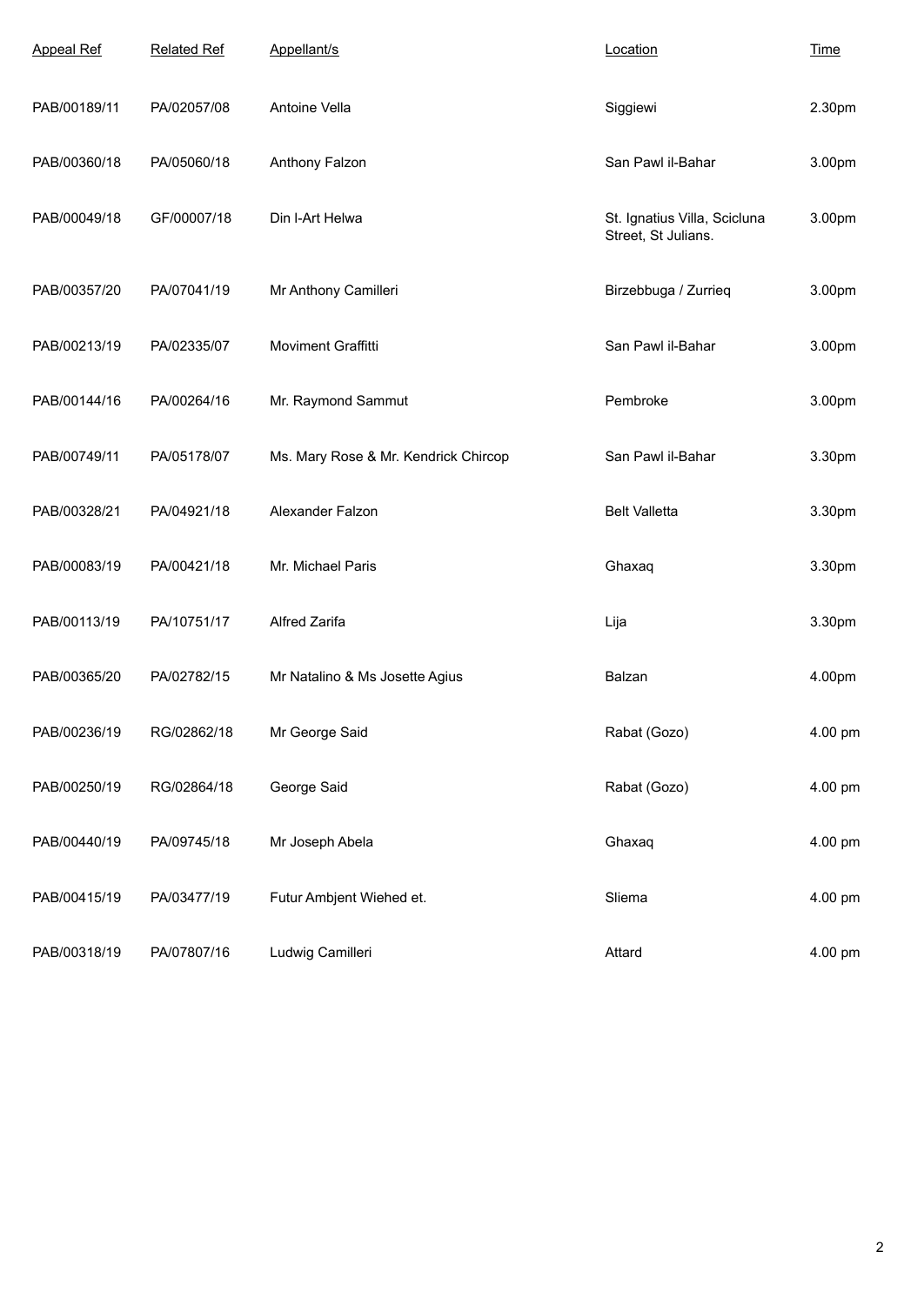| Appeal Ref | Related Ref | Appellant/s | Location | Time |
|---|---|---|---|---|
| PAB/00189/11 | PA/02057/08 | Antoine Vella | Siggiewi | 2.30pm |
| PAB/00360/18 | PA/05060/18 | Anthony Falzon | San Pawl il-Bahar | 3.00pm |
| PAB/00049/18 | GF/00007/18 | Din l-Art Helwa | St. Ignatius Villa, Scicluna Street, St Julians. | 3.00pm |
| PAB/00357/20 | PA/07041/19 | Mr Anthony Camilleri | Birzebbuga / Zurrieq | 3.00pm |
| PAB/00213/19 | PA/02335/07 | Moviment Graffitti | San Pawl il-Bahar | 3.00pm |
| PAB/00144/16 | PA/00264/16 | Mr. Raymond Sammut | Pembroke | 3.00pm |
| PAB/00749/11 | PA/05178/07 | Ms. Mary Rose & Mr. Kendrick Chircop | San Pawl il-Bahar | 3.30pm |
| PAB/00328/21 | PA/04921/18 | Alexander Falzon | Belt Valletta | 3.30pm |
| PAB/00083/19 | PA/00421/18 | Mr. Michael Paris | Ghaxaq | 3.30pm |
| PAB/00113/19 | PA/10751/17 | Alfred Zarifa | Lija | 3.30pm |
| PAB/00365/20 | PA/02782/15 | Mr Natalino & Ms Josette Agius | Balzan | 4.00pm |
| PAB/00236/19 | RG/02862/18 | Mr George Said | Rabat (Gozo) | 4.00 pm |
| PAB/00250/19 | RG/02864/18 | George Said | Rabat (Gozo) | 4.00 pm |
| PAB/00440/19 | PA/09745/18 | Mr Joseph Abela | Ghaxaq | 4.00 pm |
| PAB/00415/19 | PA/03477/19 | Futur Ambjent Wiehed et. | Sliema | 4.00 pm |
| PAB/00318/19 | PA/07807/16 | Ludwig Camilleri | Attard | 4.00 pm |